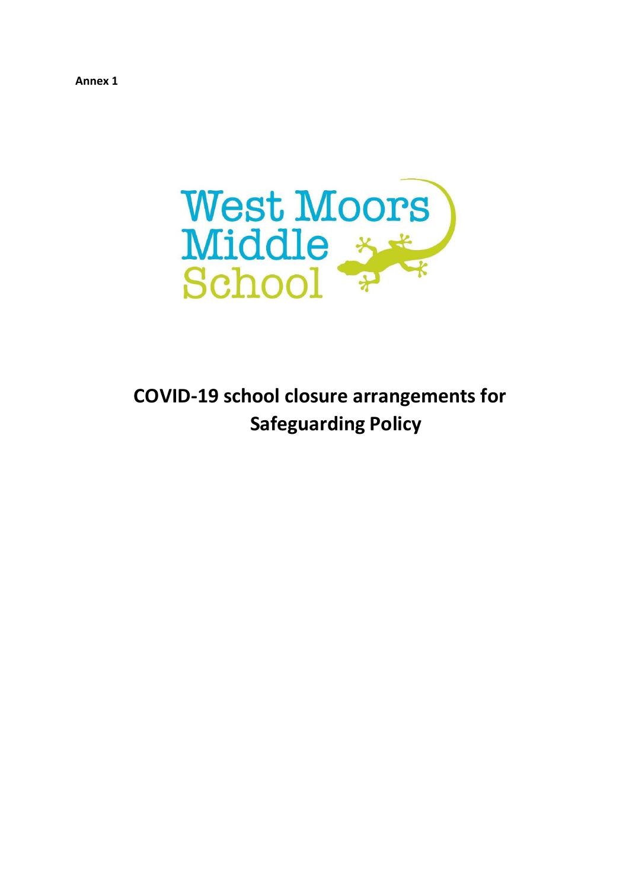**Annex 1**

West Moors Middle School

# COVID-19 school closure arrangements for Safeguarding Policy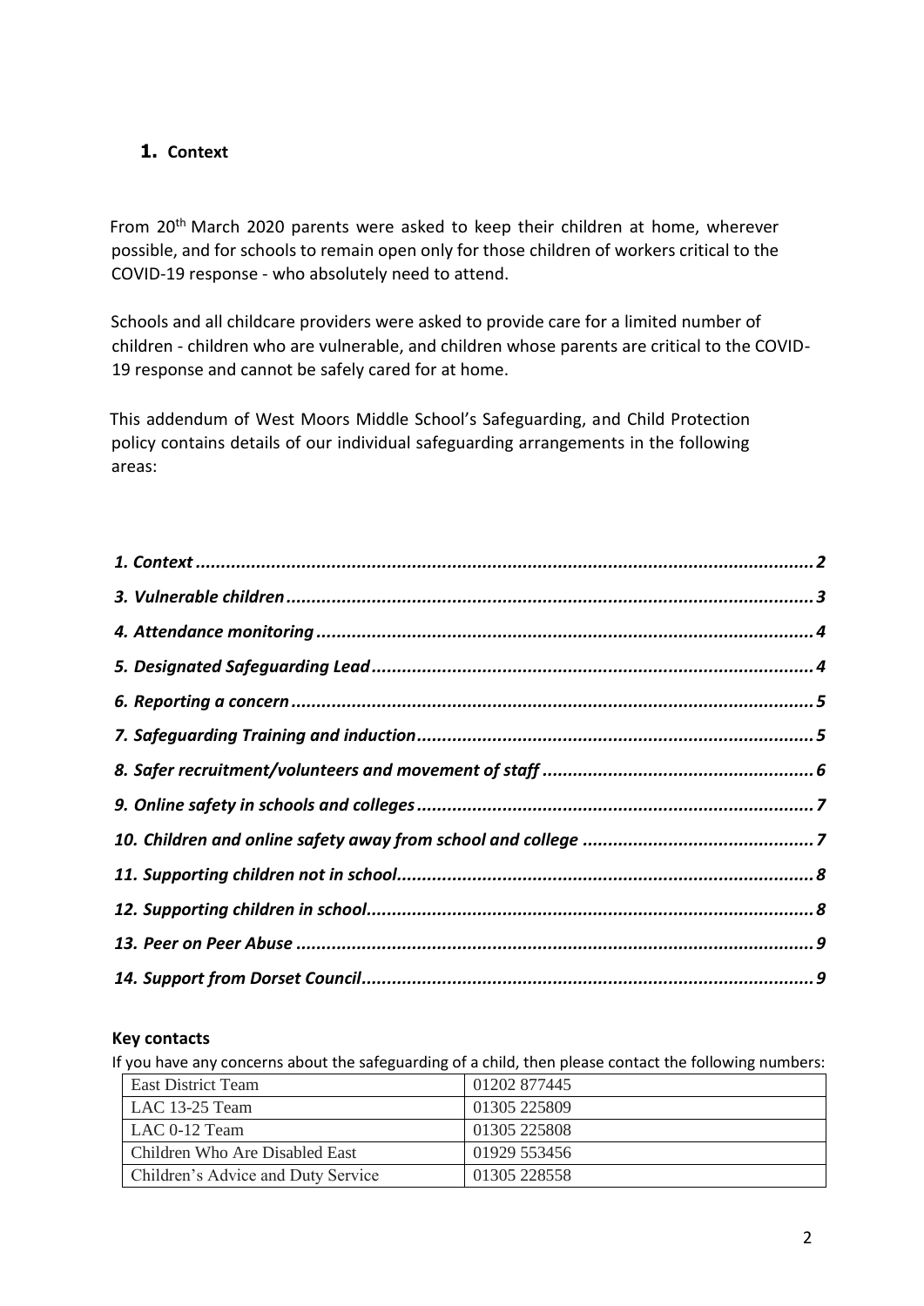## 1. Context

From 20th March 2020 parents were asked to keep their children at home, wherever possible, and for schools to remain open only for those children of workers critical to the COVID-19 response - who absolutely need to attend.

Schools and all childcare providers were asked to provide care for a limited number of children - children who are vulnerable, and children whose parents are critical to the COVID-19 response and cannot be safely cared for at home.

This addendum of West Moors Middle School's Safeguarding, and Child Protection policy contains details of our individual safeguarding arrangements in the following areas:

- *1. Context* ........ 2
- *3. Vulnerable children* ........ 3
- *4. Attendance monitoring* ........ 4
- *5. Designated Safeguarding Lead* ........ 4
- *6. Reporting a concern* ........ 5
- *7. Safeguarding Training and induction* ........ 5
- *8. Safer recruitment/volunteers and movement of staff* ........ 6
- *9. Online safety in schools and colleges* ........ 7
- *10. Children and online safety away from school and college* ........ 7
- *11. Supporting children not in school* ........ 8
- *12. Supporting children in school* ........ 8
- *13. Peer on Peer Abuse* ........ 9
- *14. Support from Dorset Council* ........ 9

**Key contacts**

If you have any concerns about the safeguarding of a child, then please contact the following numbers:

| | |
|---|---|
| East District Team | 01202 877445 |
| LAC 13-25 Team | 01305 225809 |
| LAC 0-12 Team | 01305 225808 |
| Children Who Are Disabled East | 01929 553456 |
| Children's Advice and Duty Service | 01305 228558 |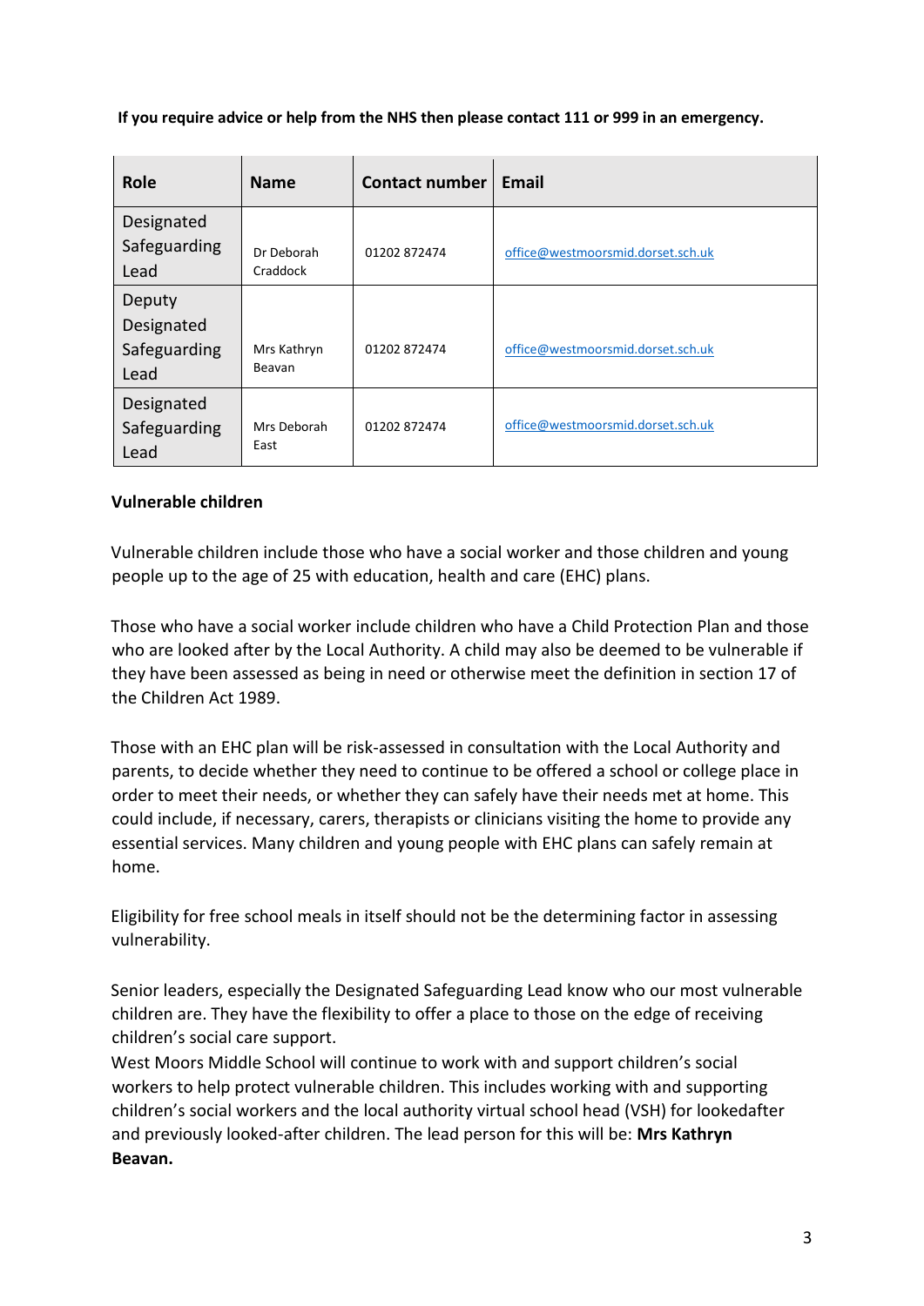**If you require advice or help from the NHS then please contact 111 or 999 in an emergency.**

| Role | Name | Contact number | Email |
|---|---|---|---|
| Designated Safeguarding Lead | Dr Deborah Craddock | 01202 872474 | office@westmoorsmid.dorset.sch.uk |
| Deputy Designated Safeguarding Lead | Mrs Kathryn Beavan | 01202 872474 | office@westmoorsmid.dorset.sch.uk |
| Designated Safeguarding Lead | Mrs Deborah East | 01202 872474 | office@westmoorsmid.dorset.sch.uk |

**Vulnerable children**

Vulnerable children include those who have a social worker and those children and young people up to the age of 25 with education, health and care (EHC) plans.

Those who have a social worker include children who have a Child Protection Plan and those who are looked after by the Local Authority. A child may also be deemed to be vulnerable if they have been assessed as being in need or otherwise meet the definition in section 17 of the Children Act 1989.

Those with an EHC plan will be risk-assessed in consultation with the Local Authority and parents, to decide whether they need to continue to be offered a school or college place in order to meet their needs, or whether they can safely have their needs met at home. This could include, if necessary, carers, therapists or clinicians visiting the home to provide any essential services. Many children and young people with EHC plans can safely remain at home.

Eligibility for free school meals in itself should not be the determining factor in assessing vulnerability.

Senior leaders, especially the Designated Safeguarding Lead know who our most vulnerable children are. They have the flexibility to offer a place to those on the edge of receiving children's social care support.
West Moors Middle School will continue to work with and support children's social workers to help protect vulnerable children. This includes working with and supporting children's social workers and the local authority virtual school head (VSH) for lookedafter and previously looked-after children. The lead person for this will be: **Mrs Kathryn Beavan.**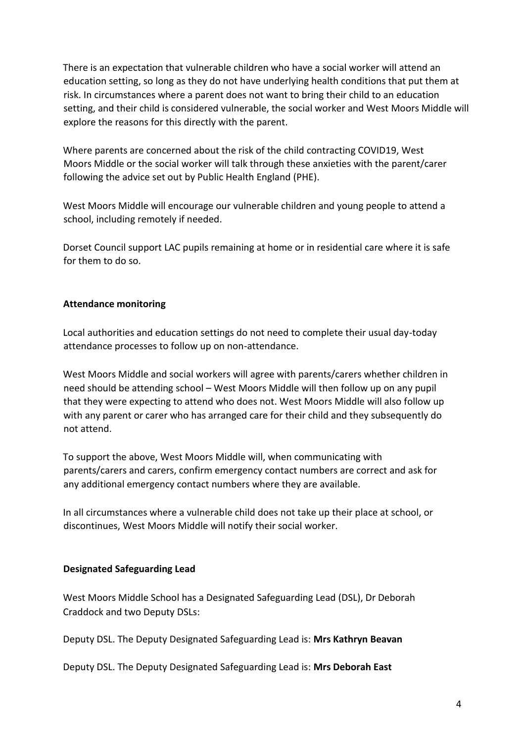There is an expectation that vulnerable children who have a social worker will attend an education setting, so long as they do not have underlying health conditions that put them at risk. In circumstances where a parent does not want to bring their child to an education setting, and their child is considered vulnerable, the social worker and West Moors Middle will explore the reasons for this directly with the parent.

Where parents are concerned about the risk of the child contracting COVID19, West Moors Middle or the social worker will talk through these anxieties with the parent/carer following the advice set out by Public Health England (PHE).

West Moors Middle will encourage our vulnerable children and young people to attend a school, including remotely if needed.

Dorset Council support LAC pupils remaining at home or in residential care where it is safe for them to do so.

**Attendance monitoring**

Local authorities and education settings do not need to complete their usual day-today attendance processes to follow up on non-attendance.

West Moors Middle and social workers will agree with parents/carers whether children in need should be attending school – West Moors Middle will then follow up on any pupil that they were expecting to attend who does not. West Moors Middle will also follow up with any parent or carer who has arranged care for their child and they subsequently do not attend.

To support the above, West Moors Middle will, when communicating with parents/carers and carers, confirm emergency contact numbers are correct and ask for any additional emergency contact numbers where they are available.

In all circumstances where a vulnerable child does not take up their place at school, or discontinues, West Moors Middle will notify their social worker.

**Designated Safeguarding Lead**

West Moors Middle School has a Designated Safeguarding Lead (DSL), Dr Deborah Craddock and two Deputy DSLs:

Deputy DSL. The Deputy Designated Safeguarding Lead is: **Mrs Kathryn Beavan**

Deputy DSL. The Deputy Designated Safeguarding Lead is: **Mrs Deborah East**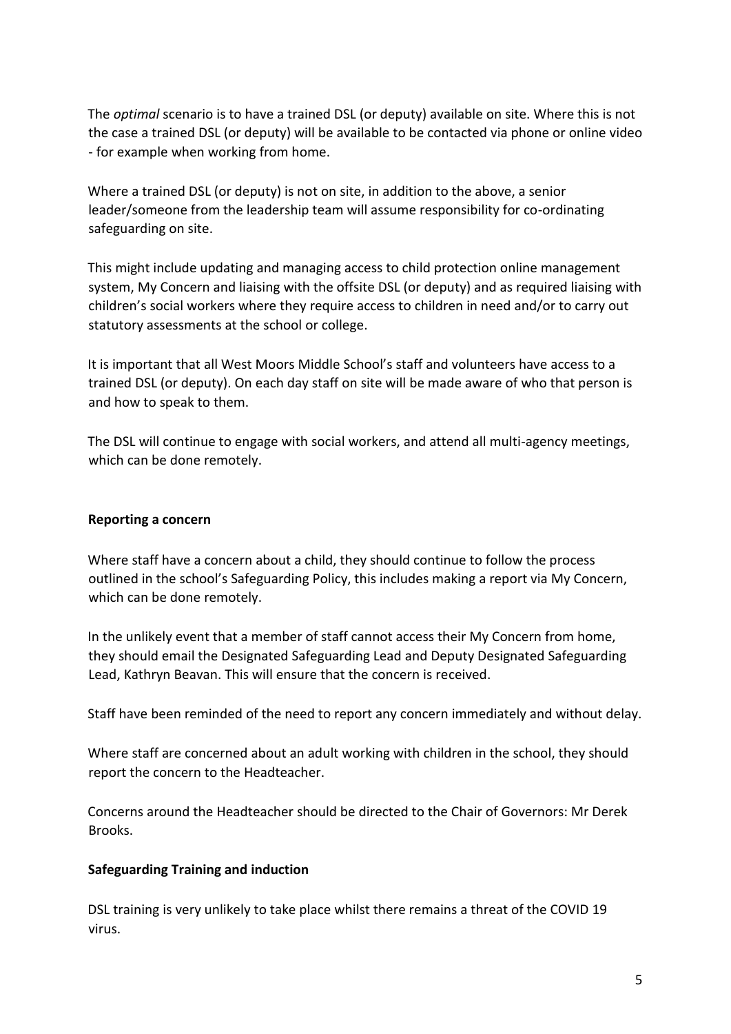The *optimal* scenario is to have a trained DSL (or deputy) available on site. Where this is not the case a trained DSL (or deputy) will be available to be contacted via phone or online video - for example when working from home.

Where a trained DSL (or deputy) is not on site, in addition to the above, a senior leader/someone from the leadership team will assume responsibility for co-ordinating safeguarding on site.

This might include updating and managing access to child protection online management system, My Concern and liaising with the offsite DSL (or deputy) and as required liaising with children's social workers where they require access to children in need and/or to carry out statutory assessments at the school or college.

It is important that all West Moors Middle School's staff and volunteers have access to a trained DSL (or deputy). On each day staff on site will be made aware of who that person is and how to speak to them.

The DSL will continue to engage with social workers, and attend all multi-agency meetings, which can be done remotely.

**Reporting a concern**

Where staff have a concern about a child, they should continue to follow the process outlined in the school's Safeguarding Policy, this includes making a report via My Concern, which can be done remotely.

In the unlikely event that a member of staff cannot access their My Concern from home, they should email the Designated Safeguarding Lead and Deputy Designated Safeguarding Lead, Kathryn Beavan. This will ensure that the concern is received.

Staff have been reminded of the need to report any concern immediately and without delay.

Where staff are concerned about an adult working with children in the school, they should report the concern to the Headteacher.

Concerns around the Headteacher should be directed to the Chair of Governors: Mr Derek Brooks.

**Safeguarding Training and induction**

DSL training is very unlikely to take place whilst there remains a threat of the COVID 19 virus.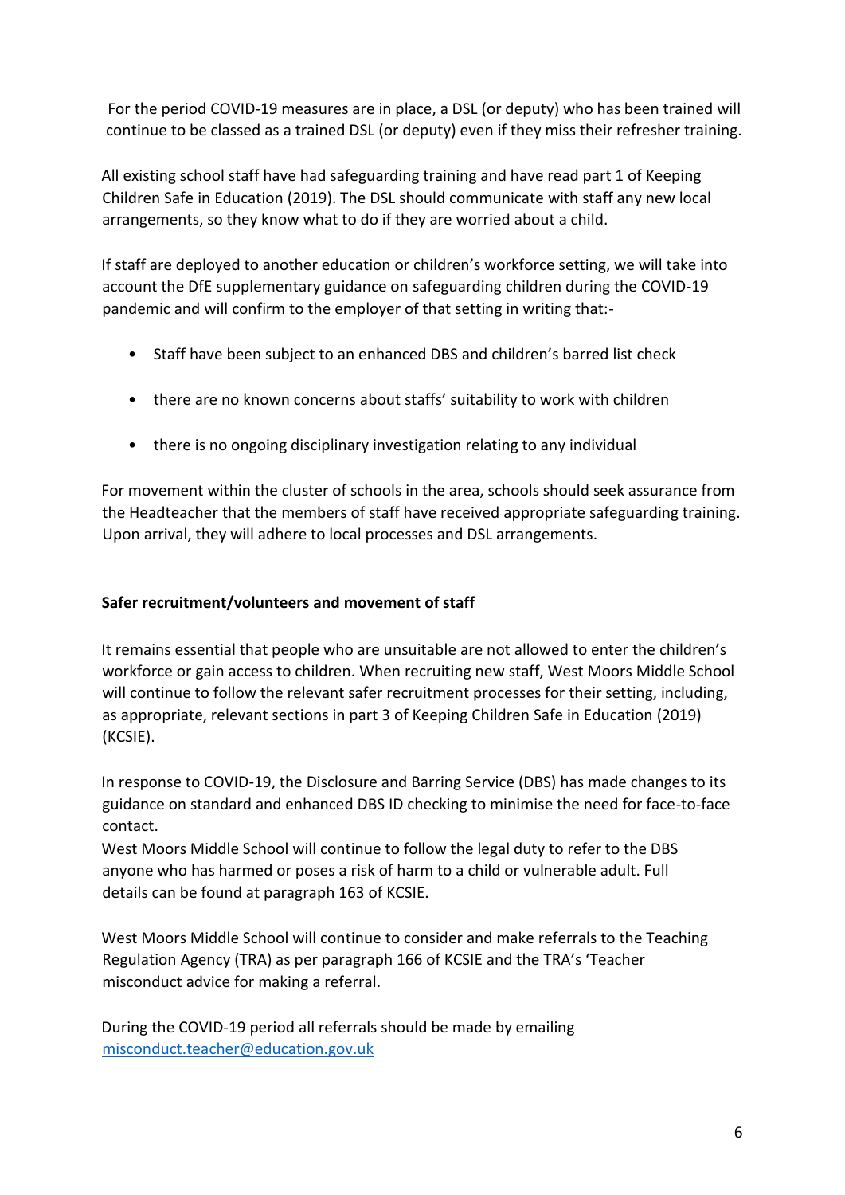For the period COVID-19 measures are in place, a DSL (or deputy) who has been trained will continue to be classed as a trained DSL (or deputy) even if they miss their refresher training.

All existing school staff have had safeguarding training and have read part 1 of Keeping Children Safe in Education (2019). The DSL should communicate with staff any new local arrangements, so they know what to do if they are worried about a child.

If staff are deployed to another education or children's workforce setting, we will take into account the DfE supplementary guidance on safeguarding children during the COVID-19 pandemic and will confirm to the employer of that setting in writing that:-

- Staff have been subject to an enhanced DBS and children's barred list check
- there are no known concerns about staffs' suitability to work with children
- there is no ongoing disciplinary investigation relating to any individual

For movement within the cluster of schools in the area, schools should seek assurance from the Headteacher that the members of staff have received appropriate safeguarding training. Upon arrival, they will adhere to local processes and DSL arrangements.

**Safer recruitment/volunteers and movement of staff**

It remains essential that people who are unsuitable are not allowed to enter the children's workforce or gain access to children. When recruiting new staff, West Moors Middle School will continue to follow the relevant safer recruitment processes for their setting, including, as appropriate, relevant sections in part 3 of Keeping Children Safe in Education (2019) (KCSIE).

In response to COVID-19, the Disclosure and Barring Service (DBS) has made changes to its guidance on standard and enhanced DBS ID checking to minimise the need for face-to-face contact.
West Moors Middle School will continue to follow the legal duty to refer to the DBS anyone who has harmed or poses a risk of harm to a child or vulnerable adult. Full details can be found at paragraph 163 of KCSIE.

West Moors Middle School will continue to consider and make referrals to the Teaching Regulation Agency (TRA) as per paragraph 166 of KCSIE and the TRA's 'Teacher misconduct advice for making a referral.

During the COVID-19 period all referrals should be made by emailing [misconduct.teacher@education.gov.uk](mailto:misconduct.teacher@education.gov.uk)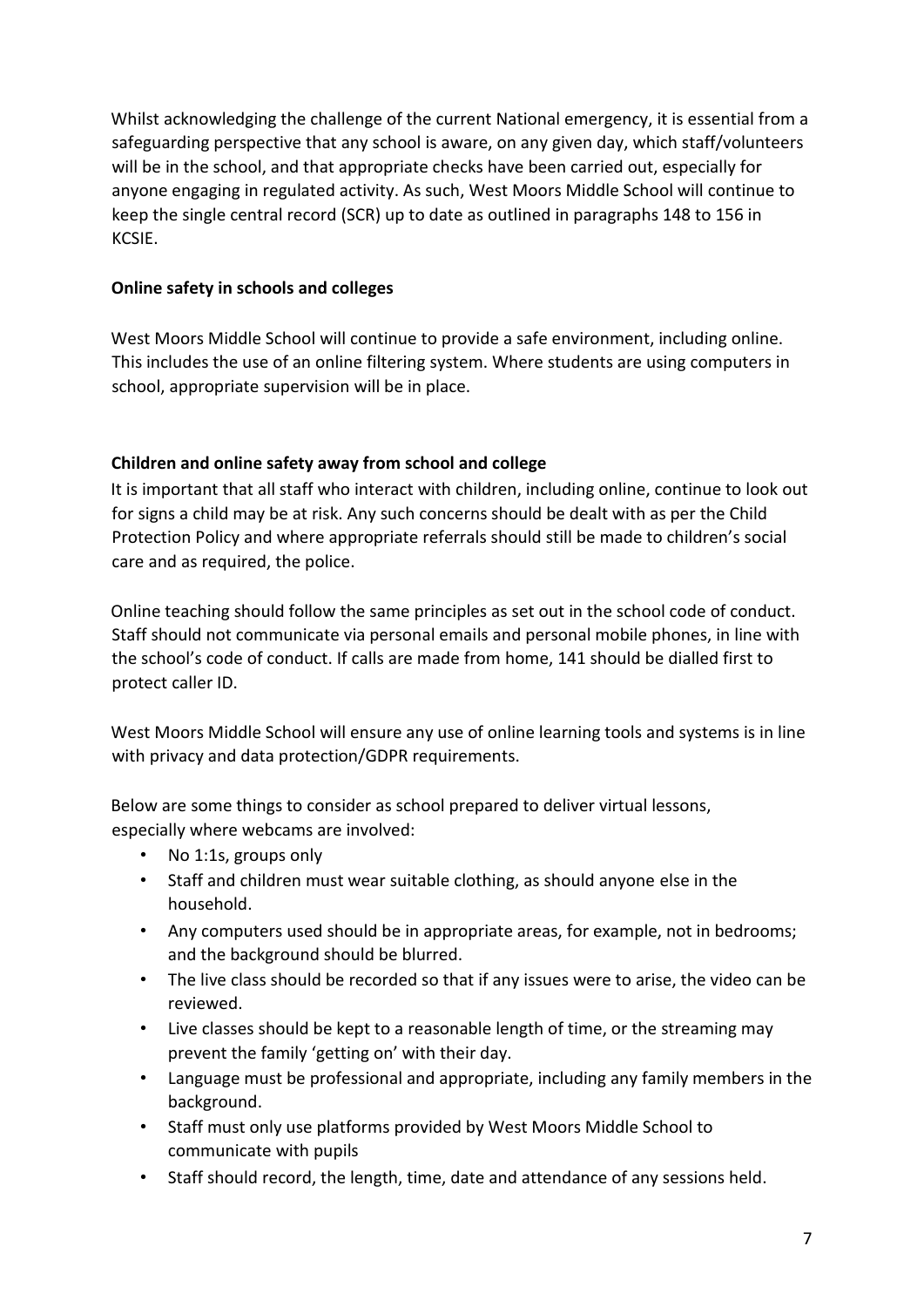Whilst acknowledging the challenge of the current National emergency, it is essential from a safeguarding perspective that any school is aware, on any given day, which staff/volunteers will be in the school, and that appropriate checks have been carried out, especially for anyone engaging in regulated activity. As such, West Moors Middle School will continue to keep the single central record (SCR) up to date as outlined in paragraphs 148 to 156 in KCSIE.

**Online safety in schools and colleges**

West Moors Middle School will continue to provide a safe environment, including online. This includes the use of an online filtering system. Where students are using computers in school, appropriate supervision will be in place.

**Children and online safety away from school and college**

It is important that all staff who interact with children, including online, continue to look out for signs a child may be at risk. Any such concerns should be dealt with as per the Child Protection Policy and where appropriate referrals should still be made to children's social care and as required, the police.

Online teaching should follow the same principles as set out in the school code of conduct. Staff should not communicate via personal emails and personal mobile phones, in line with the school's code of conduct. If calls are made from home, 141 should be dialled first to protect caller ID.

West Moors Middle School will ensure any use of online learning tools and systems is in line with privacy and data protection/GDPR requirements.

Below are some things to consider as school prepared to deliver virtual lessons, especially where webcams are involved:

- No 1:1s, groups only
- Staff and children must wear suitable clothing, as should anyone else in the household.
- Any computers used should be in appropriate areas, for example, not in bedrooms; and the background should be blurred.
- The live class should be recorded so that if any issues were to arise, the video can be reviewed.
- Live classes should be kept to a reasonable length of time, or the streaming may prevent the family 'getting on' with their day.
- Language must be professional and appropriate, including any family members in the background.
- Staff must only use platforms provided by West Moors Middle School to communicate with pupils
- Staff should record, the length, time, date and attendance of any sessions held.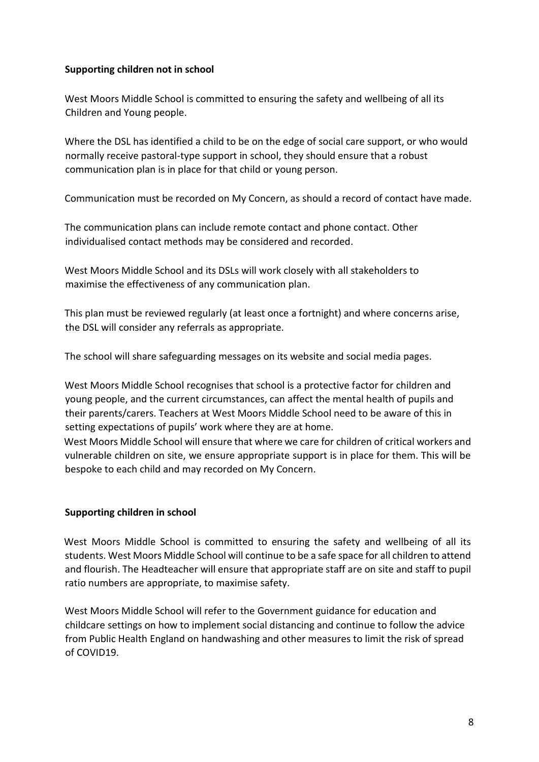**Supporting children not in school**

West Moors Middle School is committed to ensuring the safety and wellbeing of all its Children and Young people.

Where the DSL has identified a child to be on the edge of social care support, or who would normally receive pastoral-type support in school, they should ensure that a robust communication plan is in place for that child or young person.

Communication must be recorded on My Concern, as should a record of contact have made.

The communication plans can include remote contact and phone contact. Other individualised contact methods may be considered and recorded.

West Moors Middle School and its DSLs will work closely with all stakeholders to maximise the effectiveness of any communication plan.

This plan must be reviewed regularly (at least once a fortnight) and where concerns arise, the DSL will consider any referrals as appropriate.

The school will share safeguarding messages on its website and social media pages.

West Moors Middle School recognises that school is a protective factor for children and young people, and the current circumstances, can affect the mental health of pupils and their parents/carers. Teachers at West Moors Middle School need to be aware of this in setting expectations of pupils' work where they are at home.

West Moors Middle School will ensure that where we care for children of critical workers and vulnerable children on site, we ensure appropriate support is in place for them. This will be bespoke to each child and may recorded on My Concern.

**Supporting children in school**

West Moors Middle School is committed to ensuring the safety and wellbeing of all its students. West Moors Middle School will continue to be a safe space for all children to attend and flourish. The Headteacher will ensure that appropriate staff are on site and staff to pupil ratio numbers are appropriate, to maximise safety.

West Moors Middle School will refer to the Government guidance for education and childcare settings on how to implement social distancing and continue to follow the advice from Public Health England on handwashing and other measures to limit the risk of spread of COVID19.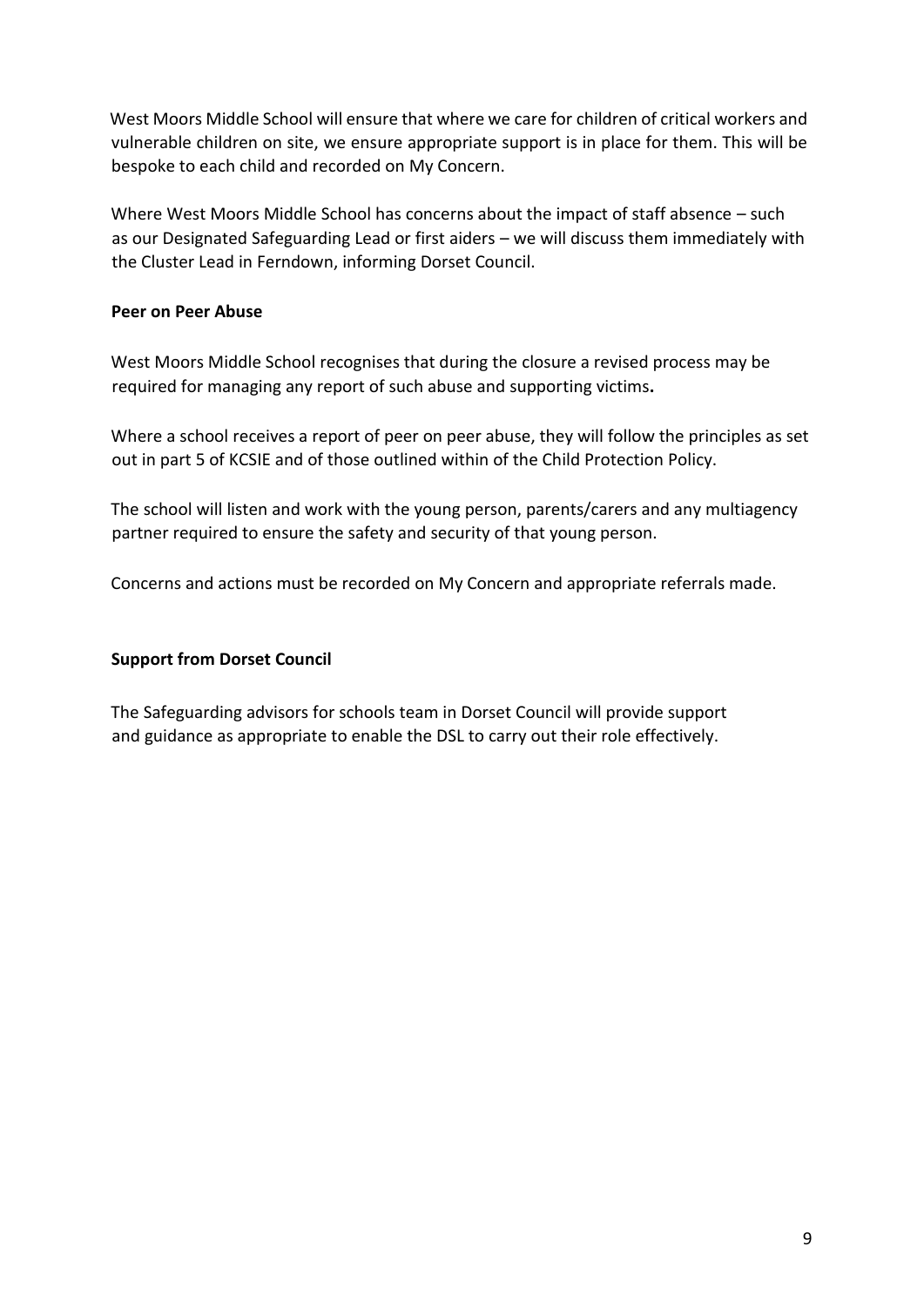West Moors Middle School will ensure that where we care for children of critical workers and vulnerable children on site, we ensure appropriate support is in place for them. This will be bespoke to each child and recorded on My Concern.

Where West Moors Middle School has concerns about the impact of staff absence – such as our Designated Safeguarding Lead or first aiders – we will discuss them immediately with the Cluster Lead in Ferndown, informing Dorset Council.

**Peer on Peer Abuse**

West Moors Middle School recognises that during the closure a revised process may be required for managing any report of such abuse and supporting victims**.**

Where a school receives a report of peer on peer abuse, they will follow the principles as set out in part 5 of KCSIE and of those outlined within of the Child Protection Policy.

The school will listen and work with the young person, parents/carers and any multiagency partner required to ensure the safety and security of that young person.

Concerns and actions must be recorded on My Concern and appropriate referrals made.

**Support from Dorset Council**

The Safeguarding advisors for schools team in Dorset Council will provide support and guidance as appropriate to enable the DSL to carry out their role effectively.